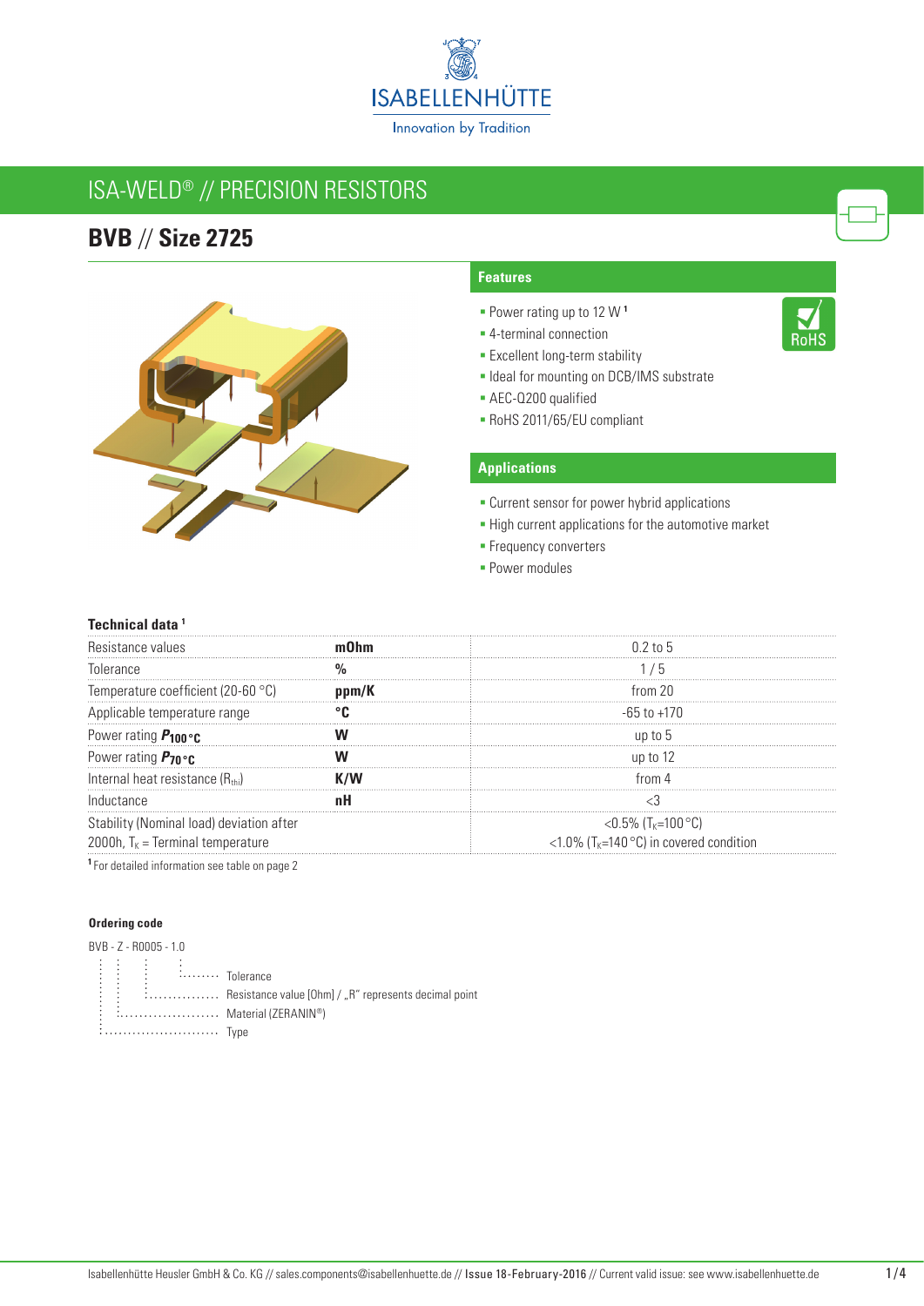# ISA-WELD® // PRECISION RESISTORS

## BVB // Size 2725

### Features

- Power rating up to 12 W [1]
- 4-terminal connection
- Excellent long-term stability
- Ideal for mounting on DCB/IMS substrate
- AEC-Q200 qualified
- RoHS 2011/65/EU compliant

### Applications

- Current sensor for power hybrid applications
- High current applications for the automotive market
- Frequency converters
- Power modules

### Technical data [1]

| | | |
|---|---|---|
| Resistance values | **mOhm** | 0.2 to 5 |
| Tolerance | **%** | 1 / 5 |
| Temperature coefficient (20-60 °C) | **ppm/K** | from 20 |
| Applicable temperature range | **°C** | -65 to +170 |
| Power rating $P_{100\,°C}$ | **W** | up to 5 |
| Power rating $P_{70\,°C}$ | **W** | up to 12 |
| Internal heat resistance ($R_{thi}$) | **K/W** | from 4 |
| Inductance | **nH** | <3 |
| Stability (Nominal load) deviation after 2000h, $T_K$ = Terminal temperature | | <0.5% ($T_K$=100 °C)<br><1.0% ($T_K$=140 °C) in covered condition |

[1] For detailed information see table on page 2

#### Ordering code

BVB - Z - R0005 - 1.0

- 1.0 ........ Tolerance
- R0005 ........ Resistance value [Ohm] / „R" represents decimal point
- Z ........ Material (ZERANIN®)
- BVB ........ Type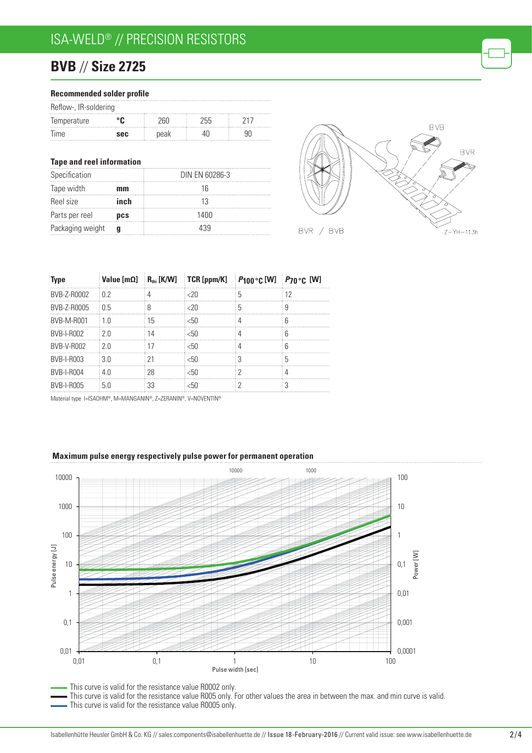# BVB // Size 2725

### Recommended solder profile

| Reflow-, IR-soldering | | | | |
|---|---|---|---|---|
| Temperature | °C | 260 | 255 | 217 |
| Time | sec | peak | 40 | 90 |

### Tape and reel information

| Specification | | DIN EN 60286-3 |
|---|---|---|
| Tape width | mm | 16 |
| Reel size | inch | 13 |
| Parts per reel | pcs | 1400 |
| Packaging weight | g | 439 |

BVB BVR

BVR / BVB

Z-YH-113h

| Type | Value [mΩ] | $R_{thi}$ [K/W] | TCR [ppm/K] | $P_{100\,°C}$ [W] | $P_{70\,°C}$ [W] |
|---|---|---|---|---|---|
| BVB-Z-R0002 | 0.2 | 4 | <20 | 5 | 12 |
| BVB-Z-R0005 | 0.5 | 8 | <20 | 5 | 9 |
| BVB-M-R001 | 1.0 | 15 | <50 | 4 | 6 |
| BVB-I-R002 | 2.0 | 14 | <50 | 4 | 6 |
| BVB-V-R002 | 2.0 | 17 | <50 | 4 | 6 |
| BVB-I-R003 | 3.0 | 21 | <50 | 3 | 5 |
| BVB-I-R004 | 4.0 | 28 | <50 | 2 | 4 |
| BVB-I-R005 | 5.0 | 33 | <50 | 2 | 3 |

Material type I=ISAOHM®, M=MANGANIN®, Z=ZERANIN®, V=NOVENTIN®

### Maximum pulse energy respectively pulse power for permanent operation

- This curve is valid for the resistance value R0002 only.
- This curve is valid for the resistance value R005 only. For other values the area in between the max. and min curve is valid.
- This curve is valid for the resistance value R0005 only.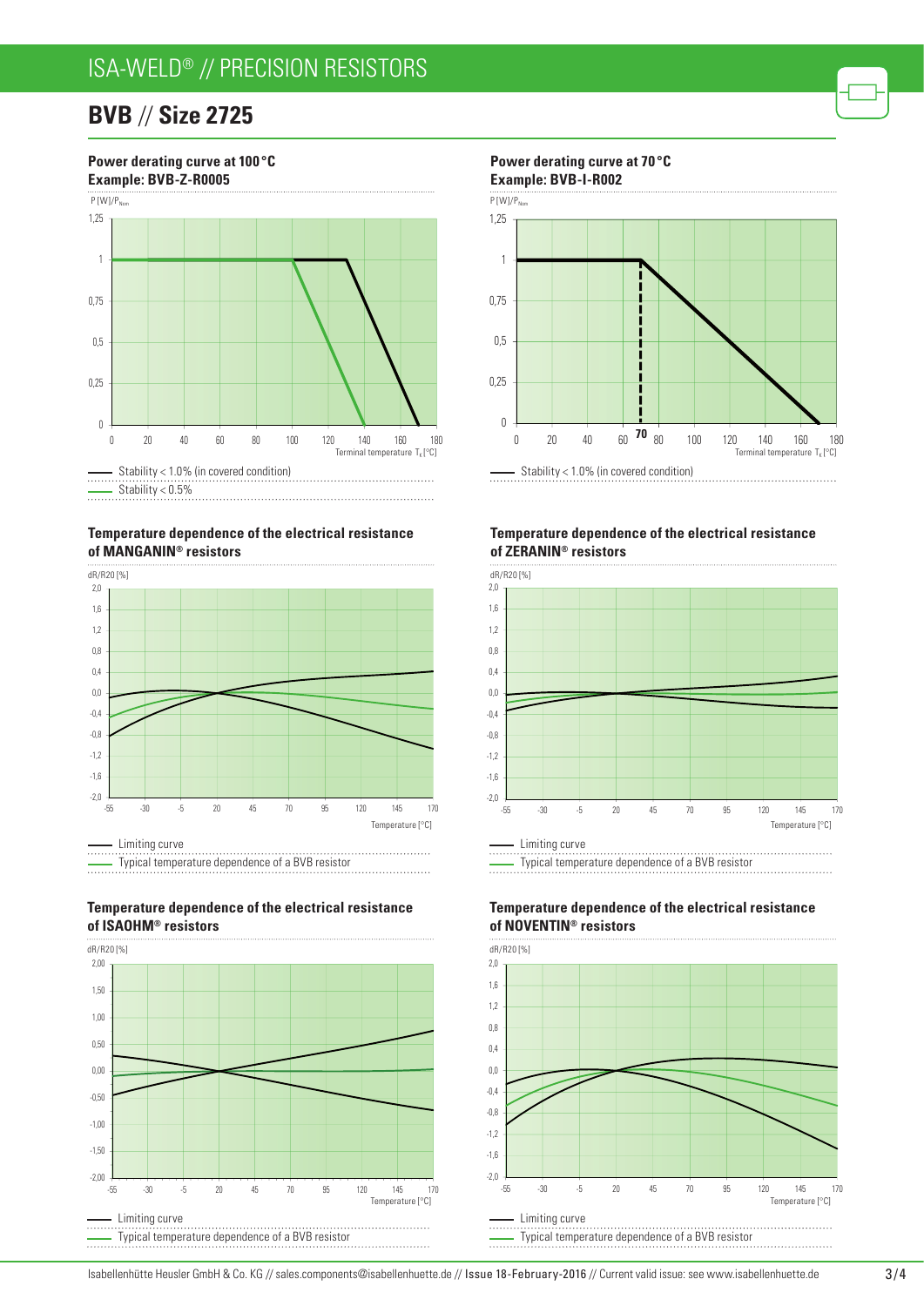# ISA-WELD® // PRECISION RESISTORS

## BVB // Size 2725

### Power derating curve at 100 °C
**Example: BVB-Z-R0005**

P [W]/$P_{Nom}$

Terminal temperature $T_K$ [°C]

- Stability < 1.0% (in covered condition)
- Stability < 0.5%

### Power derating curve at 70 °C
**Example: BVB-I-R002**

P [W]/$P_{Nom}$

Terminal temperature $T_K$ [°C]

- Stability < 1.0% (in covered condition)

### Temperature dependence of the electrical resistance of MANGANIN® resistors

dR/R20 [%]

Temperature [°C]

- Limiting curve
- Typical temperature dependence of a BVB resistor

### Temperature dependence of the electrical resistance of ZERANIN® resistors

dR/R20 [%]

Temperature [°C]

- Limiting curve
- Typical temperature dependence of a BVB resistor

### Temperature dependence of the electrical resistance of ISAOHM® resistors

dR/R20 [%]

Temperature [°C]

- Limiting curve
- Typical temperature dependence of a BVB resistor

### Temperature dependence of the electrical resistance of NOVENTIN® resistors

dR/R20 [%]

Temperature [°C]

- Limiting curve
- Typical temperature dependence of a BVB resistor

Isabellenhütte Heusler GmbH & Co. KG // sales.components@isabellenhuette.de // Issue 18-February-2016 // Current valid issue: see www.isabellenhuette.de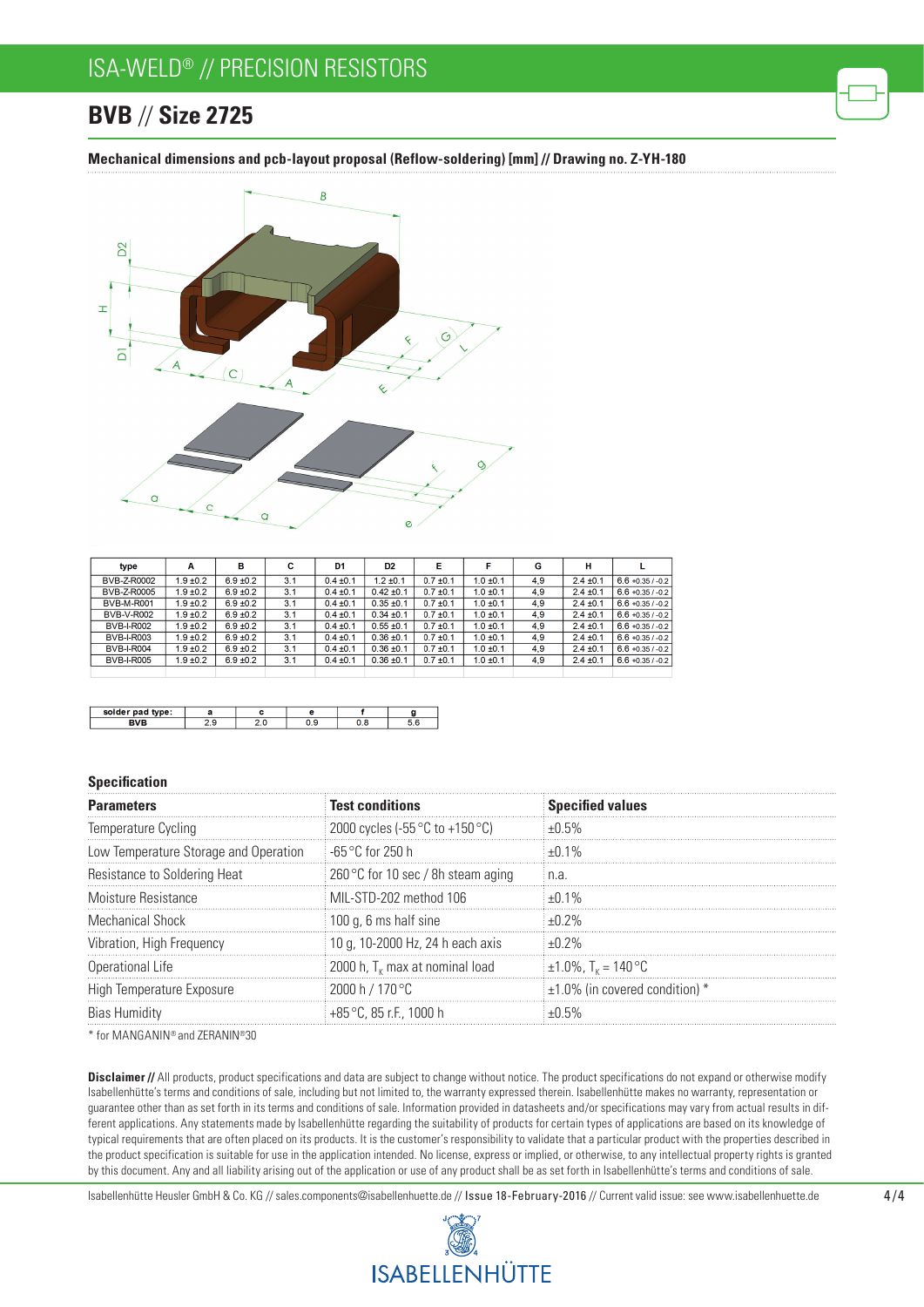# BVB // Size 2725

**Mechanical dimensions and pcb-layout proposal (Reflow-soldering) [mm] // Drawing no. Z-YH-180**

| type | A | B | C | D1 | D2 | E | F | G | H | L |
|---|---|---|---|---|---|---|---|---|---|---|
| BVB-Z-R0002 | 1.9 ±0.2 | 6.9 ±0.2 | 3.1 | 0.4 ±0.1 | 1.2 ±0.1 | 0.7 ±0.1 | 1.0 ±0.1 | 4,9 | 2.4 ±0.1 | 6.6 +0.35 / -0.2 |
| BVB-Z-R0005 | 1.9 ±0.2 | 6.9 ±0.2 | 3.1 | 0.4 ±0.1 | 0.42 ±0.1 | 0.7 ±0.1 | 1.0 ±0.1 | 4,9 | 2.4 ±0.1 | 6.6 +0.35 / -0.2 |
| BVB-M-R001 | 1.9 ±0.2 | 6.9 ±0.2 | 3.1 | 0.4 ±0.1 | 0.35 ±0.1 | 0.7 ±0.1 | 1.0 ±0.1 | 4,9 | 2.4 ±0.1 | 6.6 +0.35 / -0.2 |
| BVB-V-R002 | 1.9 ±0.2 | 6.9 ±0.2 | 3.1 | 0.4 ±0.1 | 0.34 ±0.1 | 0.7 ±0.1 | 1.0 ±0.1 | 4,9 | 2.4 ±0.1 | 6.6 +0.35 / -0.2 |
| BVB-I-R002 | 1.9 ±0.2 | 6.9 ±0.2 | 3.1 | 0.4 ±0.1 | 0.55 ±0.1 | 0.7 ±0.1 | 1.0 ±0.1 | 4,9 | 2.4 ±0.1 | 6.6 +0.35 / -0.2 |
| BVB-I-R003 | 1.9 ±0.2 | 6.9 ±0.2 | 3.1 | 0.4 ±0.1 | 0.36 ±0.1 | 0.7 ±0.1 | 1.0 ±0.1 | 4,9 | 2.4 ±0.1 | 6.6 +0.35 / -0.2 |
| BVB-I-R004 | 1.9 ±0.2 | 6.9 ±0.2 | 3.1 | 0.4 ±0.1 | 0.36 ±0.1 | 0.7 ±0.1 | 1.0 ±0.1 | 4,9 | 2.4 ±0.1 | 6.6 +0.35 / -0.2 |
| BVB-I-R005 | 1.9 ±0.2 | 6.9 ±0.2 | 3.1 | 0.4 ±0.1 | 0.36 ±0.1 | 0.7 ±0.1 | 1.0 ±0.1 | 4,9 | 2.4 ±0.1 | 6.6 +0.35 / -0.2 |

| solder pad type: | a | c | e | f | g |
|---|---|---|---|---|---|
| BVB | 2.9 | 2.0 | 0.9 | 0.8 | 5.6 |

## Specification

| Parameters | Test conditions | Specified values |
|---|---|---|
| Temperature Cycling | 2000 cycles (-55 °C to +150 °C) | ±0.5% |
| Low Temperature Storage and Operation | -65 °C for 250 h | ±0.1% |
| Resistance to Soldering Heat | 260 °C for 10 sec / 8h steam aging | n.a. |
| Moisture Resistance | MIL-STD-202 method 106 | ±0.1% |
| Mechanical Shock | 100 g, 6 ms half sine | ±0.2% |
| Vibration, High Frequency | 10 g, 10-2000 Hz, 24 h each axis | ±0.2% |
| Operational Life | 2000 h, $T_K$ max at nominal load | ±1.0%, $T_K$ = 140 °C |
| High Temperature Exposure | 2000 h / 170 °C | ±1.0% (in covered condition) * |
| Bias Humidity | +85 °C, 85 r.F., 1000 h | ±0.5% |

* for MANGANIN® and ZERANIN®30

**Disclaimer //** All products, product specifications and data are subject to change without notice. The product specifications do not expand or otherwise modify Isabellenhütte's terms and conditions of sale, including but not limited to, the warranty expressed therein. Isabellenhütte makes no warranty, representation or guarantee other than as set forth in its terms and conditions of sale. Information provided in datasheets and/or specifications may vary from actual results in different applications. Any statements made by Isabellenhütte regarding the suitability of products for certain types of applications are based on its knowledge of typical requirements that are often placed on its products. It is the customer's responsibility to validate that a particular product with the properties described in the product specification is suitable for use in the application intended. No license, express or implied, or otherwise, to any intellectual property rights is granted by this document. Any and all liability arising out of the application or use of any product shall be as set forth in Isabellenhütte's terms and conditions of sale.

Isabellenhütte Heusler GmbH & Co. KG // sales.components@isabellenhuette.de // Issue 18-February-2016 // Current valid issue: see www.isabellenhuette.de